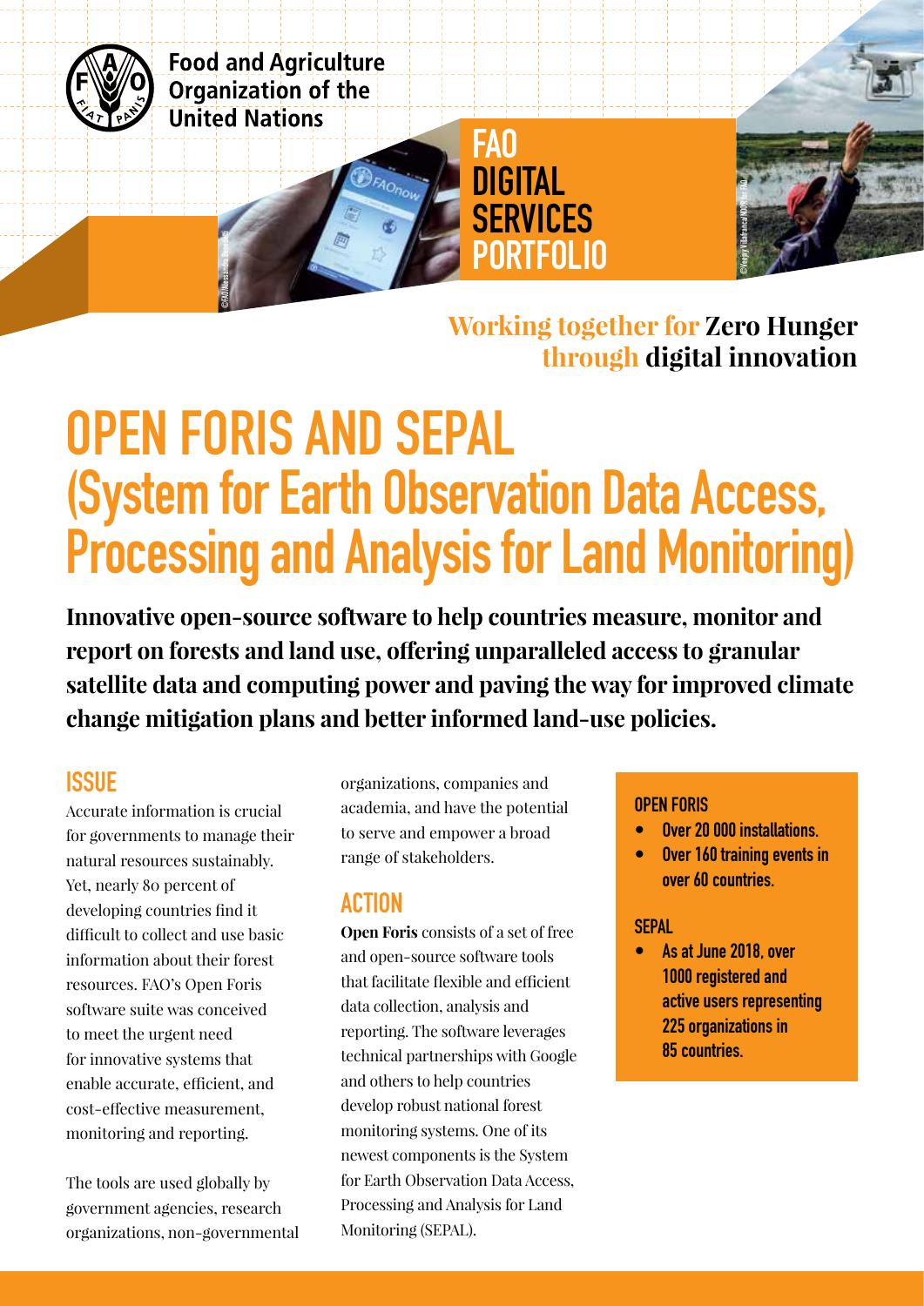Food and Agriculture Organization of the United Nations

FAO DIGITAL SERVICES PORTFOLIO

**Working together for Zero Hunger through digital innovation**

# OPEN FORIS AND SEPAL (System for Earth Observation Data Access, Processing and Analysis for Land Monitoring)

**Innovative open-source software to help countries measure, monitor and report on forests and land use, offering unparalleled access to granular satellite data and computing power and paving the way for improved climate change mitigation plans and better informed land-use policies.**

## ISSUE

Accurate information is crucial for governments to manage their natural resources sustainably. Yet, nearly 80 percent of developing countries find it difficult to collect and use basic information about their forest resources. FAO's Open Foris software suite was conceived to meet the urgent need for innovative systems that enable accurate, efficient, and cost-effective measurement, monitoring and reporting.

The tools are used globally by government agencies, research organizations, non-governmental organizations, companies and academia, and have the potential to serve and empower a broad range of stakeholders.

## ACTION

**Open Foris** consists of a set of free and open-source software tools that facilitate flexible and efficient data collection, analysis and reporting. The software leverages technical partnerships with Google and others to help countries develop robust national forest monitoring systems. One of its newest components is the System for Earth Observation Data Access, Processing and Analysis for Land Monitoring (SEPAL).

**OPEN FORIS**

- **Over 20 000 installations.**
- **Over 160 training events in over 60 countries.**

**SEPAL**

- **As at June 2018, over 1000 registered and active users representing 225 organizations in 85 countries.**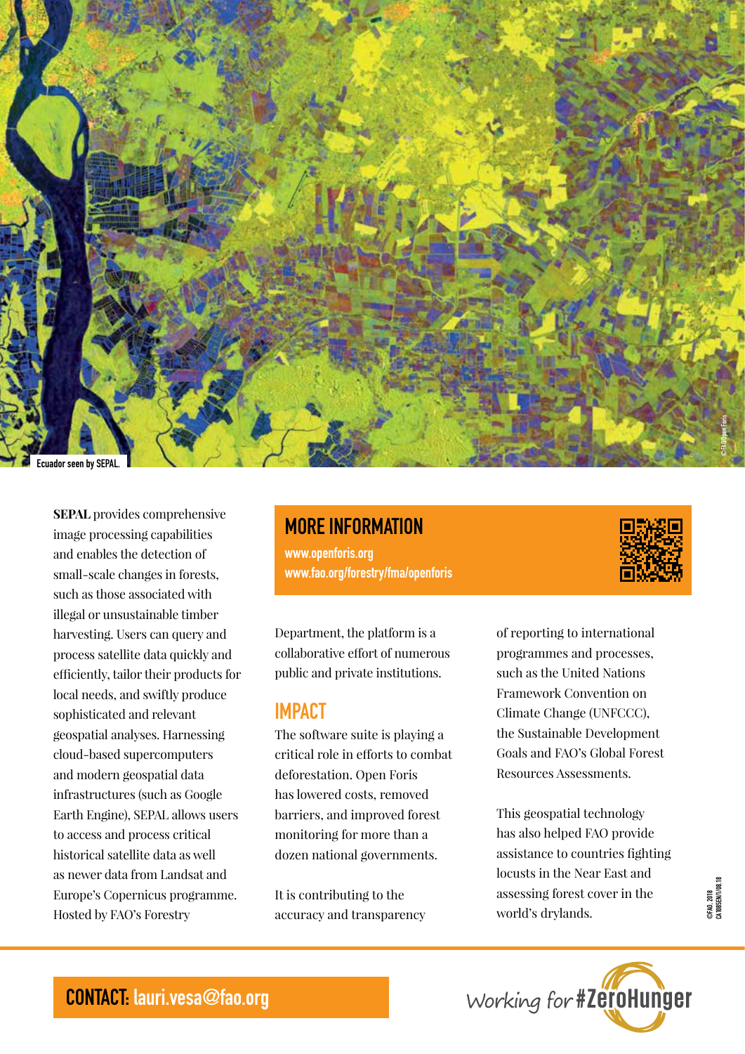Ecuador seen by SEPAL.

**SEPAL** provides comprehensive image processing capabilities and enables the detection of small-scale changes in forests, such as those associated with illegal or unsustainable timber harvesting. Users can query and process satellite data quickly and efficiently, tailor their products for local needs, and swiftly produce sophisticated and relevant geospatial analyses. Harnessing cloud-based supercomputers and modern geospatial data infrastructures (such as Google Earth Engine), SEPAL allows users to access and process critical historical satellite data as well as newer data from Landsat and Europe's Copernicus programme. Hosted by FAO's Forestry Department, the platform is a collaborative effort of numerous public and private institutions.

## MORE INFORMATION

www.openforis.org
www.fao.org/forestry/fma/openforis

## IMPACT

The software suite is playing a critical role in efforts to combat deforestation. Open Foris has lowered costs, removed barriers, and improved forest monitoring for more than a dozen national governments.

It is contributing to the accuracy and transparency of reporting to international programmes and processes, such as the United Nations Framework Convention on Climate Change (UNFCCC), the Sustainable Development Goals and FAO's Global Forest Resources Assessments.

This geospatial technology has also helped FAO provide assistance to countries fighting locusts in the Near East and assessing forest cover in the world's drylands.

**CONTACT:** lauri.vesa@fao.org

Working for #ZeroHunger

©FAO, 2018
CA1085EN/1/08.18